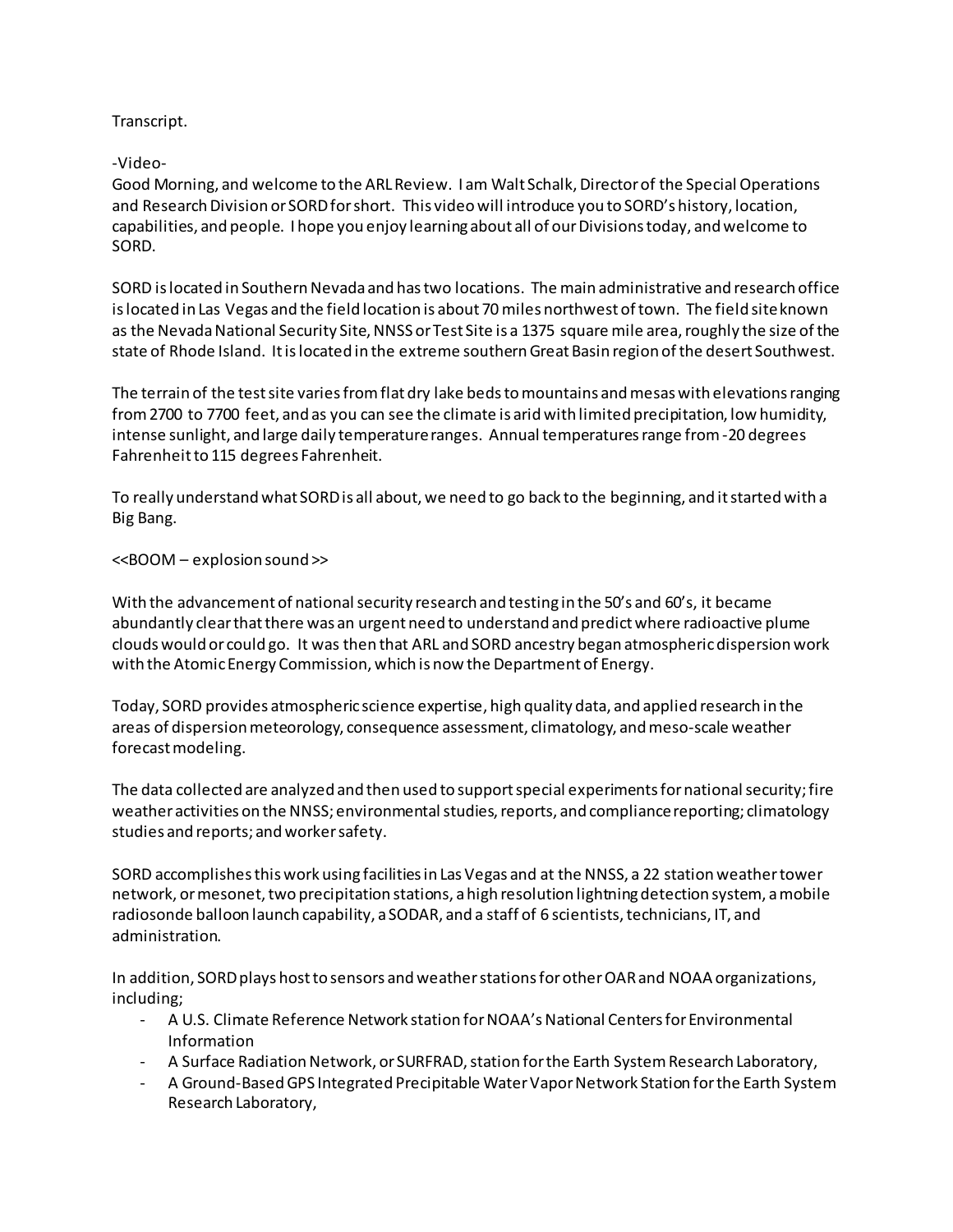Transcript.

-Video-

Good Morning, and welcome to the ARL Review. I am Walt Schalk, Director of the Special Operations and Research Division or SORD for short. This video will introduce you to SORD's history, location, capabilities, and people. I hope you enjoy learning about all of our Divisions today, and welcome to SORD.

SORD is located in Southern Nevada and has two locations. The main administrative and research office is located in Las Vegas and the field location is about 70 miles northwest of town. The field site known as the Nevada National Security Site, NNSS or Test Site is a 1375 square mile area, roughly the size of the state of Rhode Island. It is located in the extreme southern Great Basin region of the desert Southwest.

The terrain of the test site varies from flat dry lake beds to mountains and mesas with elevations ranging from 2700 to 7700 feet, and as you can see the climate is arid with limited precipitation, low humidity, intense sunlight, and large daily temperature ranges. Annual temperatures range from -20 degrees Fahrenheit to 115 degrees Fahrenheit.

To really understand what SORD is all about, we need to go back to the beginning, and it started with a Big Bang.

<<BOOM – explosion sound >>

With the advancement of national security research and testing in the 50's and 60's, it became abundantly clear that there was an urgent need to understand and predict where radioactive plume clouds would or could go. It was then that ARL and SORD ancestry began atmospheric dispersion work with the Atomic Energy Commission, which is now the Department of Energy.

Today, SORD provides atmospheric science expertise, high quality data, and applied research in the areas of dispersion meteorology, consequence assessment, climatology, and meso-scale weather forecast modeling.

The data collected are analyzed and then used to support special experiments for national security; fire weather activities on the NNSS; environmental studies, reports, and compliance reporting; climatology studies and reports; and worker safety.

SORD accomplishes this work using facilities in Las Vegas and at the NNSS, a 22 station weather tower network, or mesonet, two precipitation stations, a high resolution lightning detection system, a mobile radiosonde balloon launch capability, a SODAR, and a staff of 6 scientists, technicians, IT, and administration.

In addition, SORD plays host to sensors and weather stations for other OAR and NOAA organizations, including;

- A U.S. Climate Reference Network station for NOAA's National Centers for Environmental Information
- A Surface Radiation Network, or SURFRAD, station for the Earth System Research Laboratory,
- A Ground-Based GPS Integrated Precipitable Water Vapor Network Station for the Earth System Research Laboratory,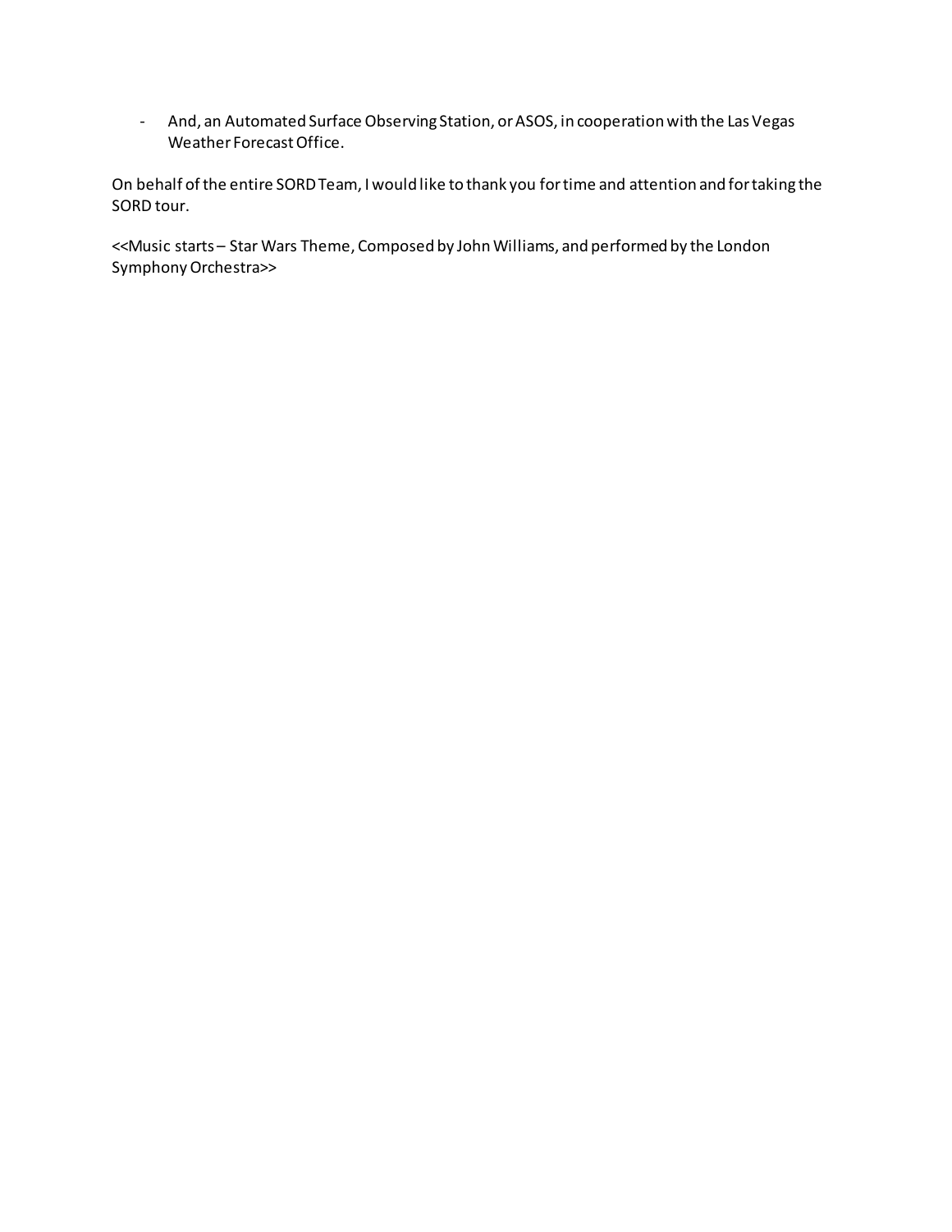- And, an Automated Surface Observing Station, or ASOS, in cooperation with the Las Vegas Weather Forecast Office.

On behalf of the entire SORD Team, I would like to thank you for time and attention and for taking the SORD tour.

<<Music starts – Star Wars Theme, Composed by John Williams, and performed by the London Symphony Orchestra>>